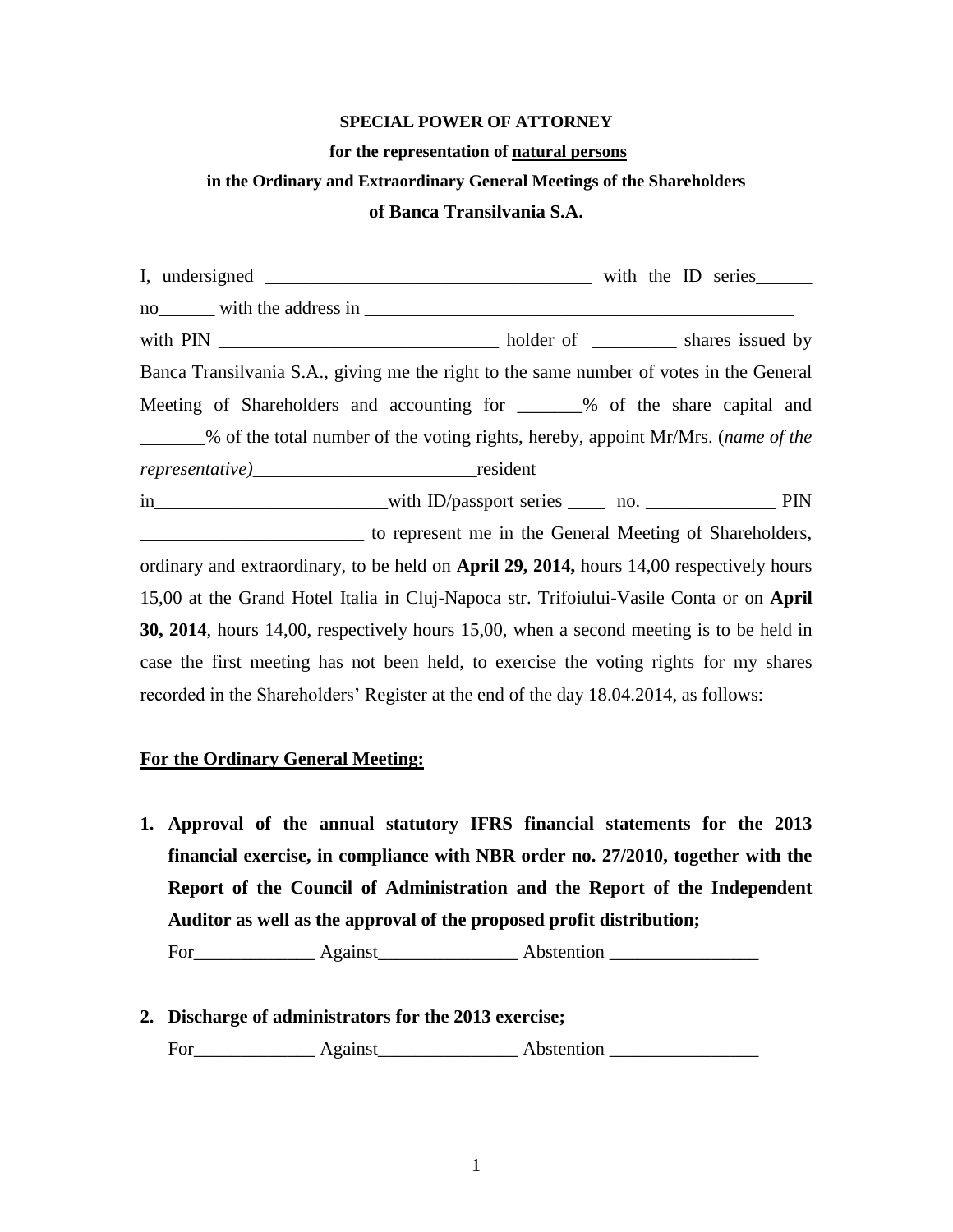**SPECIAL POWER OF ATTORNEY**

**for the representation of natural persons**

**in the Ordinary and Extraordinary General Meetings of the Shareholders**

**of Banca Transilvania S.A.**

I, undersigned ___________________________________ with the ID series______ no______ with the address in _______________________________________________ with PIN ______________________________ holder of _________ shares issued by Banca Transilvania S.A., giving me the right to the same number of votes in the General Meeting of Shareholders and accounting for _______% of the share capital and _______% of the total number of the voting rights, hereby, appoint Mr/Mrs. (*name of the representative)*________________________resident in_________________________with ID/passport series ____ no. ______________ PIN ________________________ to represent me in the General Meeting of Shareholders, ordinary and extraordinary, to be held on **April 29, 2014,** hours 14,00 respectively hours 15,00 at the Grand Hotel Italia in Cluj-Napoca str. Trifoiului-Vasile Conta or on **April 30, 2014**, hours 14,00, respectively hours 15,00, when a second meeting is to be held in case the first meeting has not been held, to exercise the voting rights for my shares recorded in the Shareholders' Register at the end of the day 18.04.2014, as follows:

**For the Ordinary General Meeting:**

1. **Approval of the annual statutory IFRS financial statements for the 2013 financial exercise, in compliance with NBR order no. 27/2010, together with the Report of the Council of Administration and the Report of the Independent Auditor as well as the approval of the proposed profit distribution;**

   For_____________ Against_______________ Abstention ________________

2. **Discharge of administrators for the 2013 exercise;**

   For_____________ Against_______________ Abstention ________________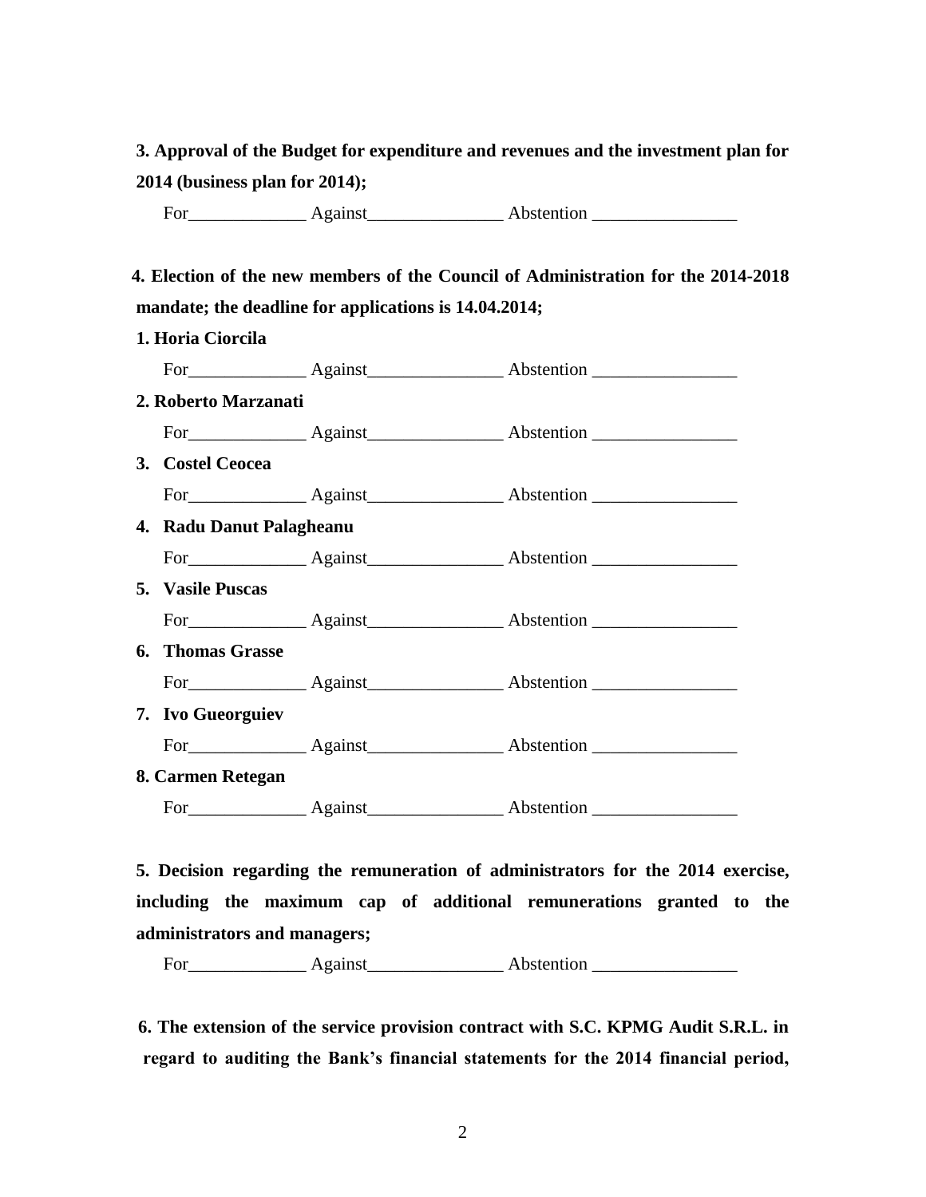**3. Approval of the Budget for expenditure and revenues and the investment plan for 2014 (business plan for 2014);**

For_____________ Against_______________ Abstention ________________

**4. Election of the new members of the Council of Administration for the 2014-2018 mandate; the deadline for applications is 14.04.2014;**

**1. Horia Ciorcila**

For_____________ Against_______________ Abstention ________________

**2. Roberto Marzanati**

For_____________ Against_______________ Abstention ________________

**3. Costel Ceocea**

For_____________ Against_______________ Abstention ________________

**4. Radu Danut Palagheanu**

For_____________ Against_______________ Abstention ________________

**5. Vasile Puscas**

For_____________ Against_______________ Abstention ________________

**6. Thomas Grasse**

For_____________ Against_______________ Abstention ________________

**7. Ivo Gueorguiev**

For_____________ Against_______________ Abstention ________________

**8. Carmen Retegan**

For_____________ Against_______________ Abstention ________________

**5. Decision regarding the remuneration of administrators for the 2014 exercise, including the maximum cap of additional remunerations granted to the administrators and managers;**

For_____________ Against_______________ Abstention ________________

**6. The extension of the service provision contract with S.C. KPMG Audit S.R.L. in regard to auditing the Bank's financial statements for the 2014 financial period,**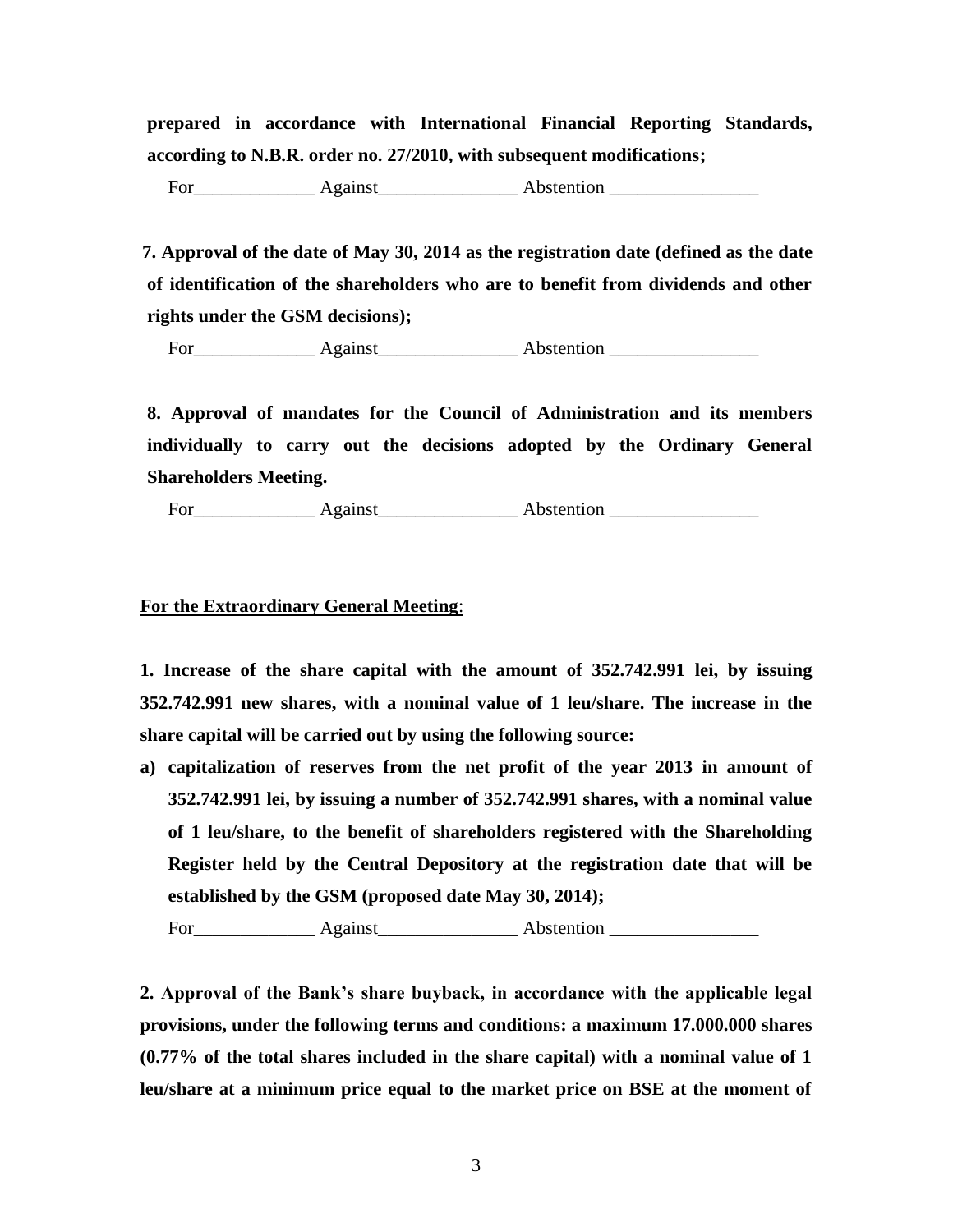**prepared in accordance with International Financial Reporting Standards, according to N.B.R. order no. 27/2010, with subsequent modifications;**

For_____________ Against_______________ Abstention ________________

**7. Approval of the date of May 30, 2014 as the registration date (defined as the date of identification of the shareholders who are to benefit from dividends and other rights under the GSM decisions);**

For_____________ Against_______________ Abstention ________________

**8. Approval of mandates for the Council of Administration and its members individually to carry out the decisions adopted by the Ordinary General Shareholders Meeting.**

For_____________ Against_______________ Abstention ________________

**For the Extraordinary General Meeting**:

**1. Increase of the share capital with the amount of 352.742.991 lei, by issuing 352.742.991 new shares, with a nominal value of 1 leu/share. The increase in the share capital will be carried out by using the following source:**

**a) capitalization of reserves from the net profit of the year 2013 in amount of 352.742.991 lei, by issuing a number of 352.742.991 shares, with a nominal value of 1 leu/share, to the benefit of shareholders registered with the Shareholding Register held by the Central Depository at the registration date that will be established by the GSM (proposed date May 30, 2014);**

For_____________ Against_______________ Abstention ________________

**2. Approval of the Bank's share buyback, in accordance with the applicable legal provisions, under the following terms and conditions: a maximum 17.000.000 shares (0.77% of the total shares included in the share capital) with a nominal value of 1 leu/share at a minimum price equal to the market price on BSE at the moment of**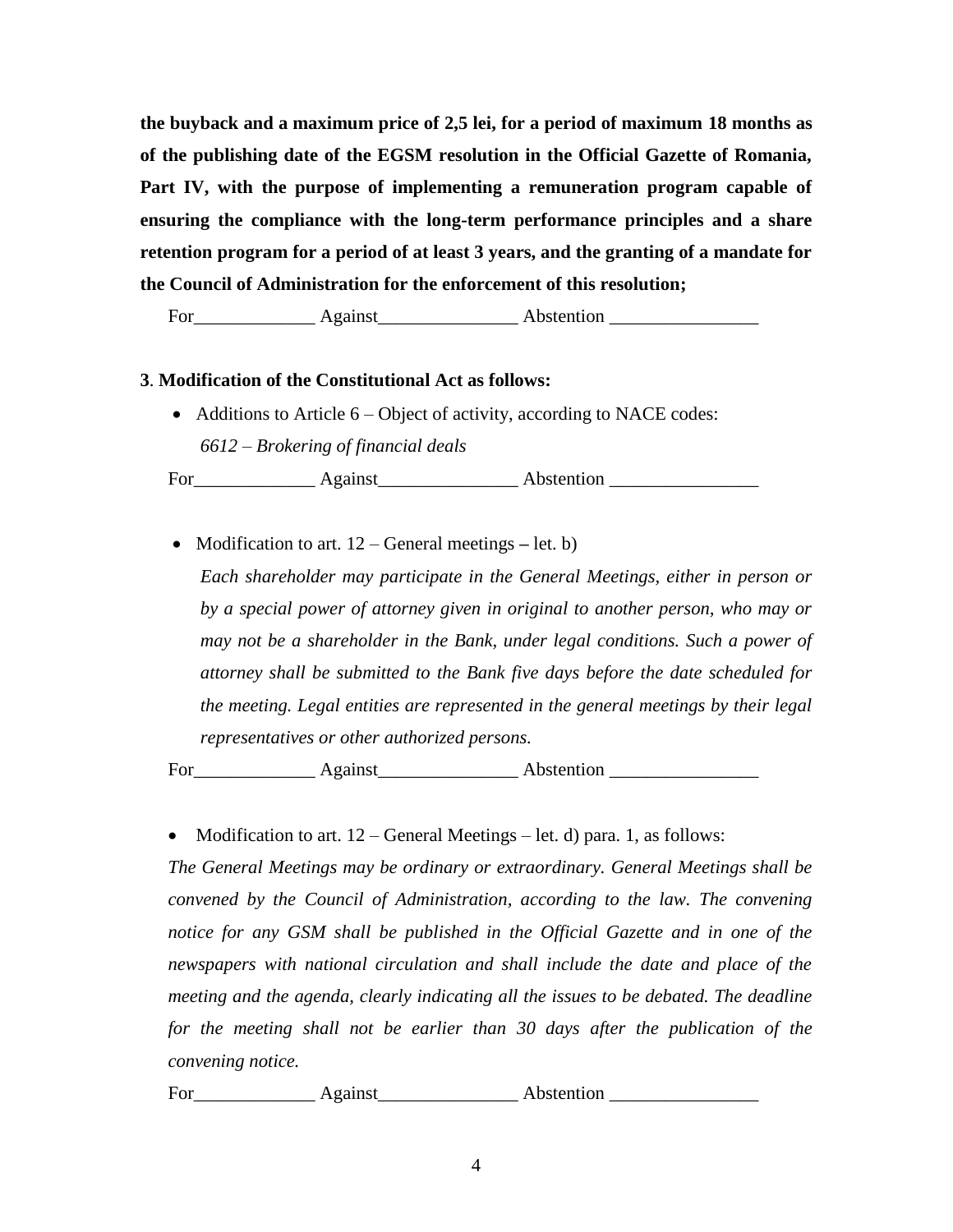**the buyback and a maximum price of 2,5 lei, for a period of maximum 18 months as of the publishing date of the EGSM resolution in the Official Gazette of Romania, Part IV, with the purpose of implementing a remuneration program capable of ensuring the compliance with the long-term performance principles and a share retention program for a period of at least 3 years, and the granting of a mandate for the Council of Administration for the enforcement of this resolution;**

For_____________ Against_______________ Abstention ________________

**3**. **Modification of the Constitutional Act as follows:**

- Additions to Article 6 – Object of activity, according to NACE codes:
  *6612 – Brokering of financial deals*

For_____________ Against_______________ Abstention ________________

- Modification to art. 12 – General meetings **–** let. b)
  *Each shareholder may participate in the General Meetings, either in person or by a special power of attorney given in original to another person, who may or may not be a shareholder in the Bank, under legal conditions. Such a power of attorney shall be submitted to the Bank five days before the date scheduled for the meeting. Legal entities are represented in the general meetings by their legal representatives or other authorized persons.*

For_____________ Against_______________ Abstention ________________

- Modification to art. 12 – General Meetings – let. d) para. 1, as follows:

*The General Meetings may be ordinary or extraordinary. General Meetings shall be convened by the Council of Administration, according to the law. The convening notice for any GSM shall be published in the Official Gazette and in one of the newspapers with national circulation and shall include the date and place of the meeting and the agenda, clearly indicating all the issues to be debated. The deadline for the meeting shall not be earlier than 30 days after the publication of the convening notice.*

For_____________ Against_______________ Abstention ________________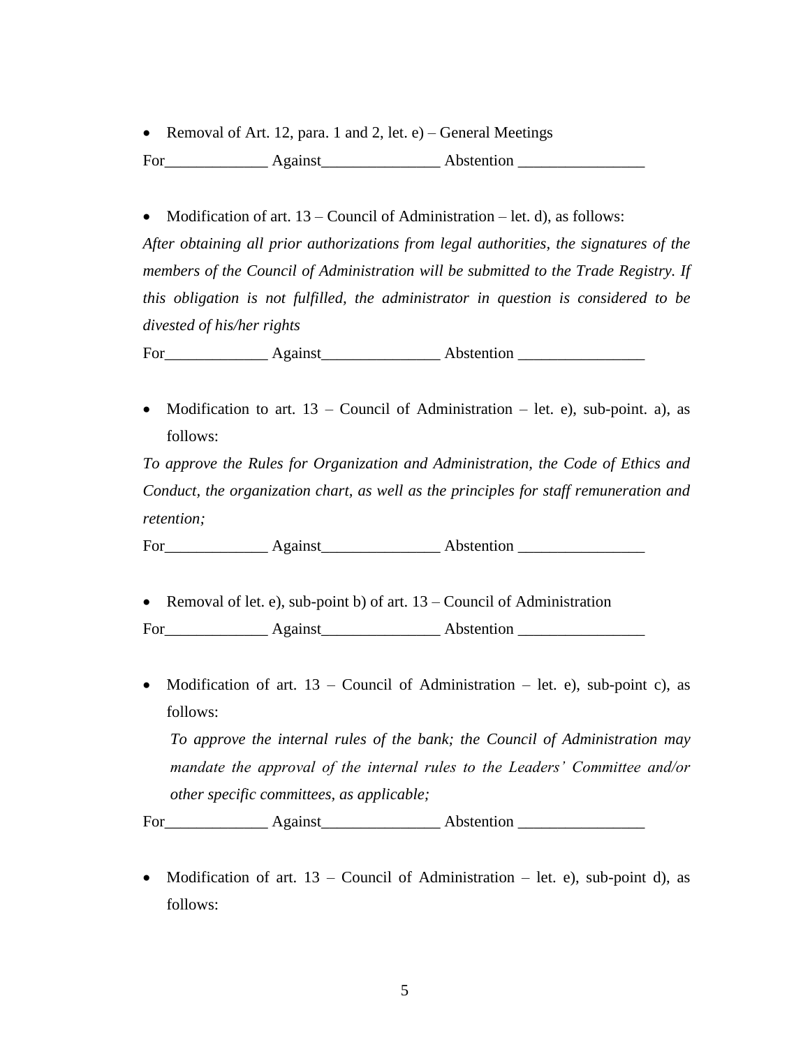- Removal of Art. 12, para. 1 and 2, let. e) – General Meetings

For_____________ Against_______________ Abstention ________________

- Modification of art. 13 – Council of Administration – let. d), as follows:

*After obtaining all prior authorizations from legal authorities, the signatures of the members of the Council of Administration will be submitted to the Trade Registry. If this obligation is not fulfilled, the administrator in question is considered to be divested of his/her rights*

For_____________ Against_______________ Abstention ________________

- Modification to art. 13 – Council of Administration – let. e), sub-point. a), as follows:

*To approve the Rules for Organization and Administration, the Code of Ethics and Conduct, the organization chart, as well as the principles for staff remuneration and retention;*

For_____________ Against_______________ Abstention ________________

- Removal of let. e), sub-point b) of art. 13 – Council of Administration

For_____________ Against_______________ Abstention ________________

- Modification of art. 13 – Council of Administration – let. e), sub-point c), as follows:

  *To approve the internal rules of the bank; the Council of Administration may mandate the approval of the internal rules to the Leaders' Committee and/or other specific committees, as applicable;*

For_____________ Against_______________ Abstention ________________

- Modification of art. 13 – Council of Administration – let. e), sub-point d), as follows: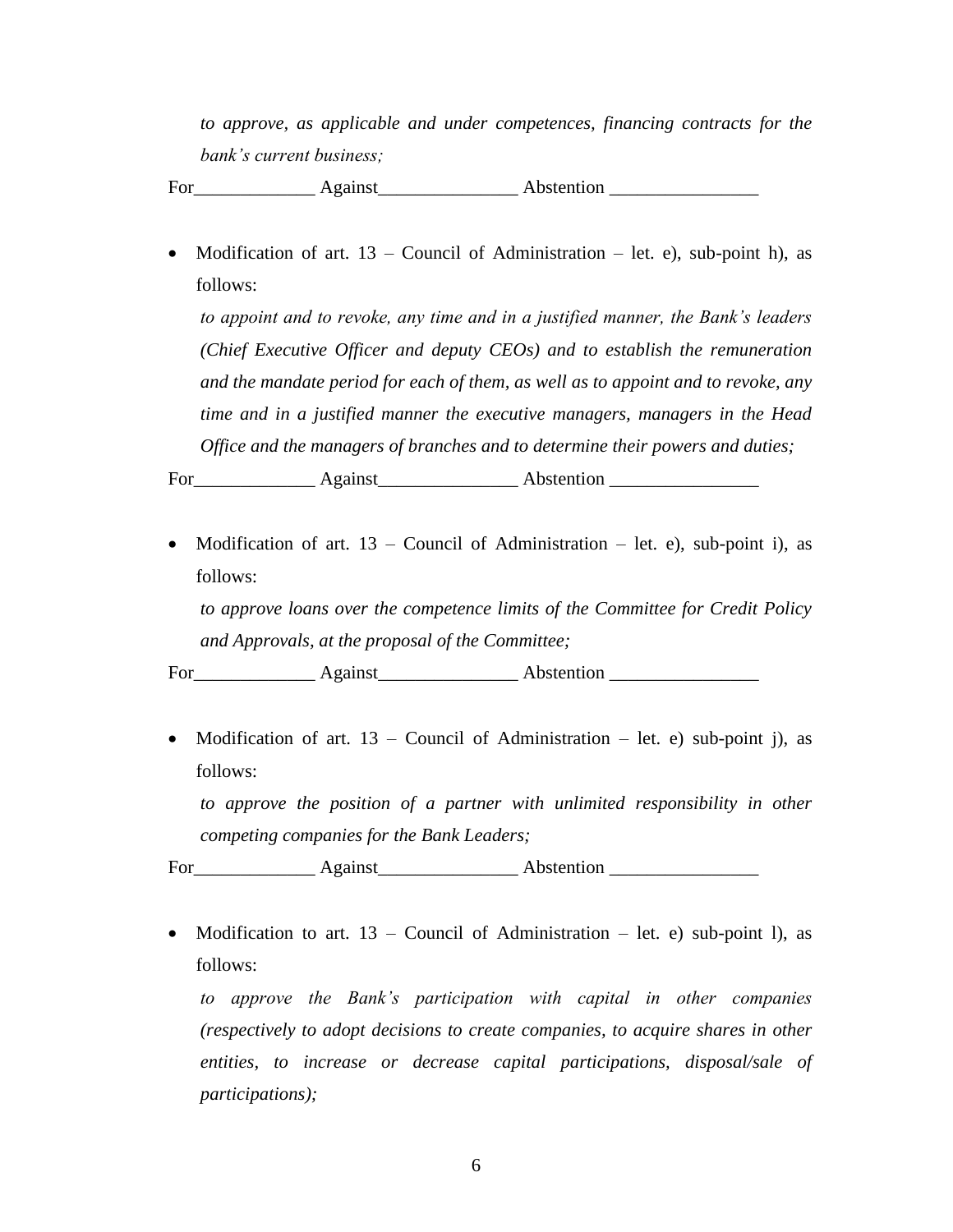*to approve, as applicable and under competences, financing contracts for the bank's current business;*

For_____________ Against_______________ Abstention ________________

- Modification of art. 13 – Council of Administration – let. e), sub-point h), as follows:

  *to appoint and to revoke, any time and in a justified manner, the Bank's leaders (Chief Executive Officer and deputy CEOs) and to establish the remuneration and the mandate period for each of them, as well as to appoint and to revoke, any time and in a justified manner the executive managers, managers in the Head Office and the managers of branches and to determine their powers and duties;*

For_____________ Against_______________ Abstention ________________

- Modification of art. 13 – Council of Administration – let. e), sub-point i), as follows:

  *to approve loans over the competence limits of the Committee for Credit Policy and Approvals, at the proposal of the Committee;*

For_____________ Against_______________ Abstention ________________

- Modification of art. 13 – Council of Administration – let. e) sub-point j), as follows:

  *to approve the position of a partner with unlimited responsibility in other competing companies for the Bank Leaders;*

For_____________ Against_______________ Abstention ________________

- Modification to art. 13 – Council of Administration – let. e) sub-point l), as follows:

  *to approve the Bank's participation with capital in other companies (respectively to adopt decisions to create companies, to acquire shares in other entities, to increase or decrease capital participations, disposal/sale of participations);*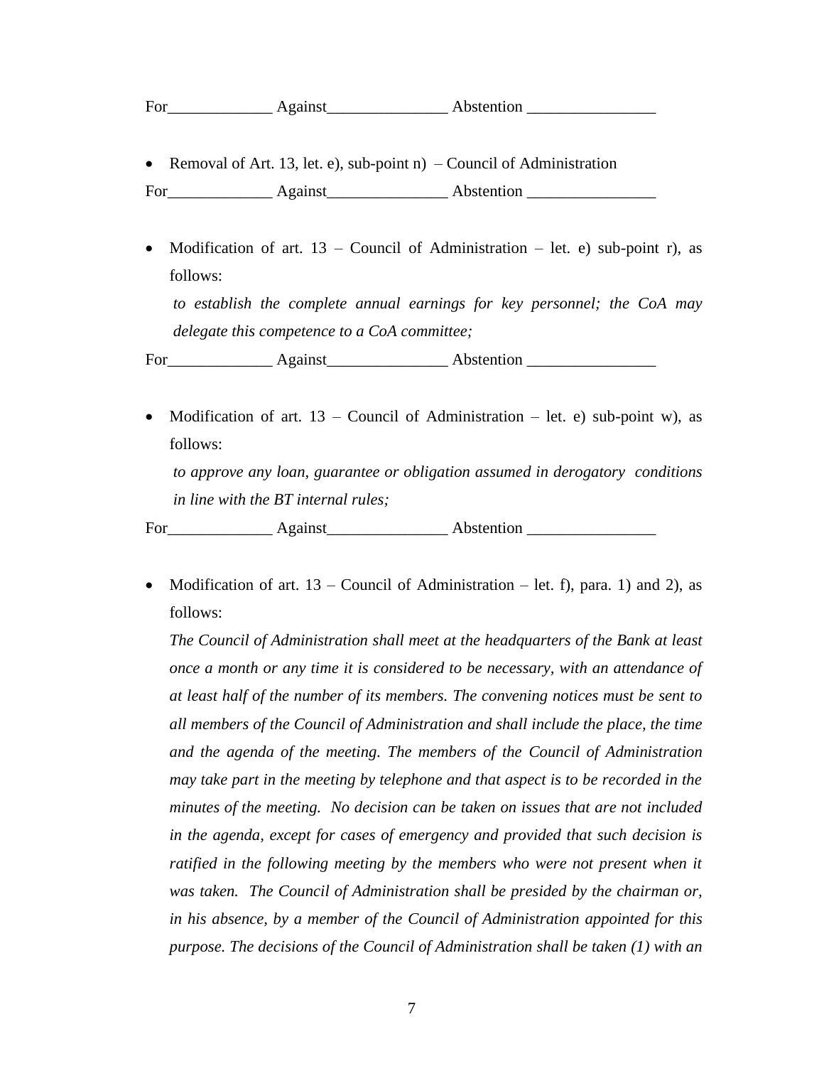For_____________ Against_______________ Abstention ________________

- Removal of Art. 13, let. e), sub-point n) – Council of Administration

For_____________ Against_______________ Abstention ________________

- Modification of art. 13 – Council of Administration – let. e) sub-point r), as follows:

  *to establish the complete annual earnings for key personnel; the CoA may delegate this competence to a CoA committee;*

For_____________ Against_______________ Abstention ________________

- Modification of art. 13 – Council of Administration – let. e) sub-point w), as follows:

  *to approve any loan, guarantee or obligation assumed in derogatory conditions in line with the BT internal rules;*

For_____________ Against_______________ Abstention ________________

- Modification of art. 13 – Council of Administration – let. f), para. 1) and 2), as follows:

  *The Council of Administration shall meet at the headquarters of the Bank at least once a month or any time it is considered to be necessary, with an attendance of at least half of the number of its members. The convening notices must be sent to all members of the Council of Administration and shall include the place, the time and the agenda of the meeting. The members of the Council of Administration may take part in the meeting by telephone and that aspect is to be recorded in the minutes of the meeting. No decision can be taken on issues that are not included in the agenda, except for cases of emergency and provided that such decision is ratified in the following meeting by the members who were not present when it was taken. The Council of Administration shall be presided by the chairman or, in his absence, by a member of the Council of Administration appointed for this purpose. The decisions of the Council of Administration shall be taken (1) with an*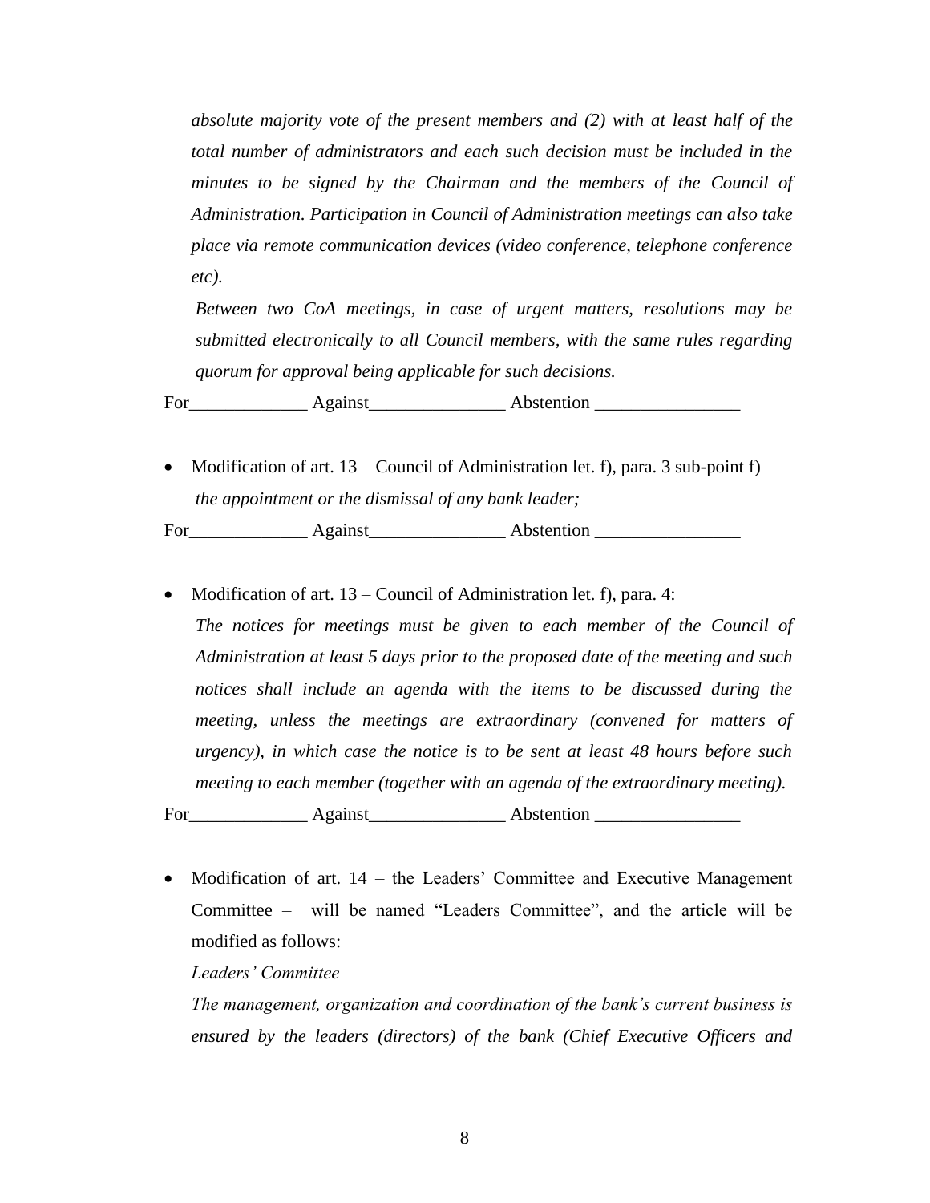*absolute majority vote of the present members and (2) with at least half of the total number of administrators and each such decision must be included in the minutes to be signed by the Chairman and the members of the Council of Administration. Participation in Council of Administration meetings can also take place via remote communication devices (video conference, telephone conference etc).*

*Between two CoA meetings, in case of urgent matters, resolutions may be submitted electronically to all Council members, with the same rules regarding quorum for approval being applicable for such decisions.*

For_____________ Against_______________ Abstention ________________

- Modification of art. 13 – Council of Administration let. f), para. 3 sub-point f)

  *the appointment or the dismissal of any bank leader;*

For_____________ Against_______________ Abstention ________________

- Modification of art. 13 – Council of Administration let. f), para. 4:

  *The notices for meetings must be given to each member of the Council of Administration at least 5 days prior to the proposed date of the meeting and such notices shall include an agenda with the items to be discussed during the meeting, unless the meetings are extraordinary (convened for matters of urgency), in which case the notice is to be sent at least 48 hours before such meeting to each member (together with an agenda of the extraordinary meeting).*

For_____________ Against_______________ Abstention ________________

- Modification of art. 14 – the Leaders' Committee and Executive Management Committee – will be named "Leaders Committee", and the article will be modified as follows:

  *Leaders' Committee*

  *The management, organization and coordination of the bank's current business is ensured by the leaders (directors) of the bank (Chief Executive Officers and*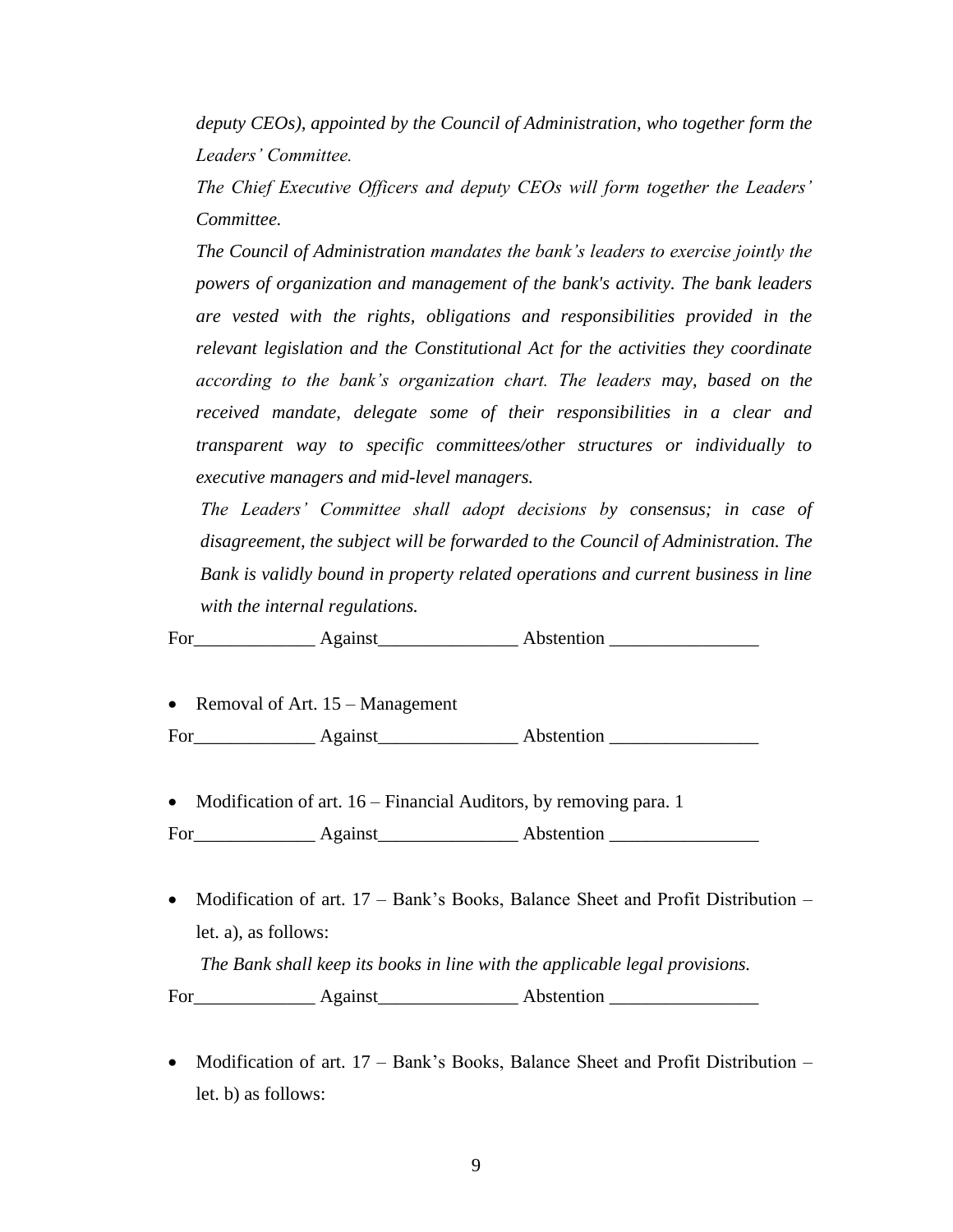*deputy CEOs), appointed by the Council of Administration, who together form the Leaders' Committee.*

*The Chief Executive Officers and deputy CEOs will form together the Leaders' Committee.*

*The Council of Administration mandates the bank's leaders to exercise jointly the powers of organization and management of the bank's activity. The bank leaders are vested with the rights, obligations and responsibilities provided in the relevant legislation and the Constitutional Act for the activities they coordinate according to the bank's organization chart. The leaders may, based on the received mandate, delegate some of their responsibilities in a clear and transparent way to specific committees/other structures or individually to executive managers and mid-level managers.*

*The Leaders' Committee shall adopt decisions by consensus; in case of disagreement, the subject will be forwarded to the Council of Administration. The Bank is validly bound in property related operations and current business in line with the internal regulations.*

For_____________ Against_______________ Abstention ________________

- Removal of Art. 15 – Management

For_____________ Against_______________ Abstention ________________

- Modification of art. 16 – Financial Auditors, by removing para. 1

For_____________ Against_______________ Abstention ________________

- Modification of art. 17 – Bank's Books, Balance Sheet and Profit Distribution – let. a), as follows:

  *The Bank shall keep its books in line with the applicable legal provisions.*

For_____________ Against_______________ Abstention ________________

- Modification of art. 17 – Bank's Books, Balance Sheet and Profit Distribution – let. b) as follows: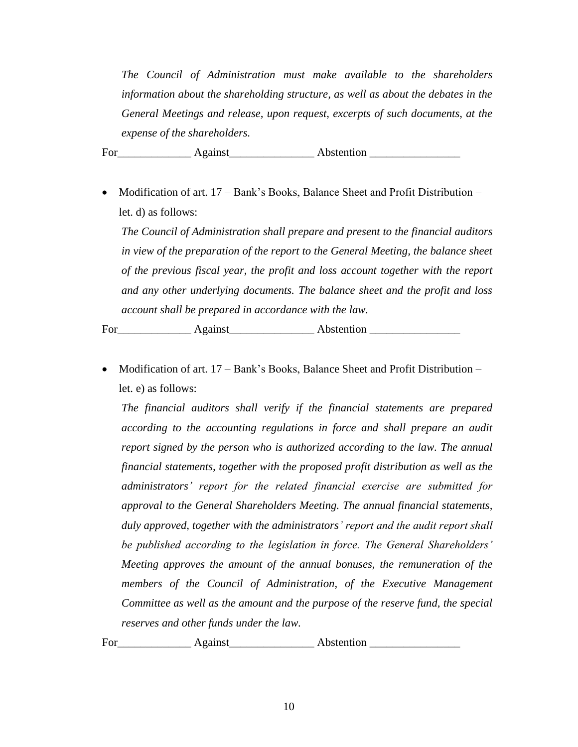*The Council of Administration must make available to the shareholders information about the shareholding structure, as well as about the debates in the General Meetings and release, upon request, excerpts of such documents, at the expense of the shareholders.*

For_____________ Against_______________ Abstention ________________

- Modification of art. 17 – Bank's Books, Balance Sheet and Profit Distribution – let. d) as follows:

  *The Council of Administration shall prepare and present to the financial auditors in view of the preparation of the report to the General Meeting, the balance sheet of the previous fiscal year, the profit and loss account together with the report and any other underlying documents. The balance sheet and the profit and loss account shall be prepared in accordance with the law.*

For_____________ Against_______________ Abstention ________________

- Modification of art. 17 – Bank's Books, Balance Sheet and Profit Distribution – let. e) as follows:

  *The financial auditors shall verify if the financial statements are prepared according to the accounting regulations in force and shall prepare an audit report signed by the person who is authorized according to the law. The annual financial statements, together with the proposed profit distribution as well as the administrators' report for the related financial exercise are submitted for approval to the General Shareholders Meeting. The annual financial statements, duly approved, together with the administrators' report and the audit report shall be published according to the legislation in force. The General Shareholders' Meeting approves the amount of the annual bonuses, the remuneration of the members of the Council of Administration, of the Executive Management Committee as well as the amount and the purpose of the reserve fund, the special reserves and other funds under the law.*

For_____________ Against_______________ Abstention ________________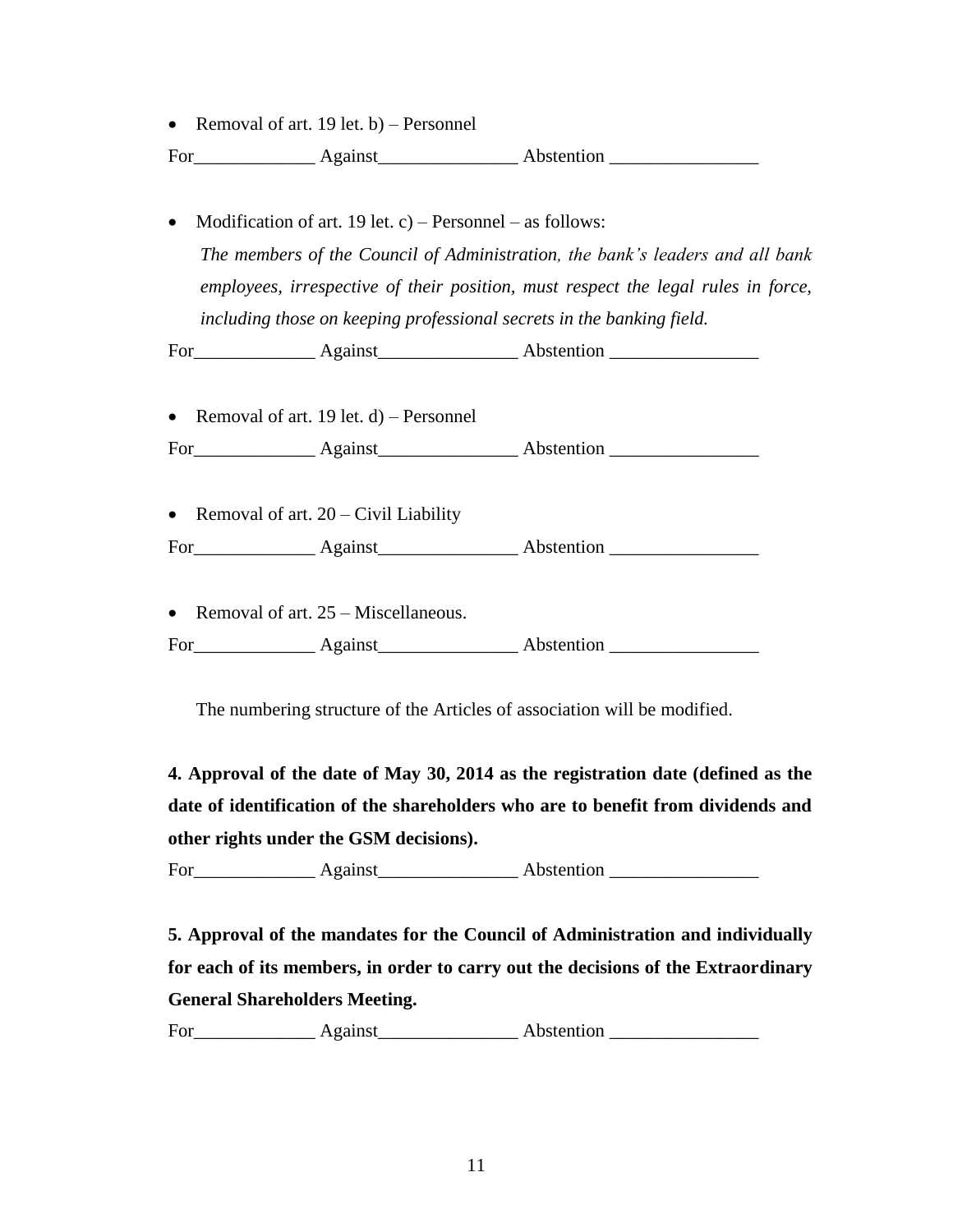- Removal of art. 19 let. b) – Personnel

For_____________ Against_______________ Abstention ________________

- Modification of art. 19 let. c) – Personnel – as follows:

  *The members of the Council of Administration, the bank's leaders and all bank employees, irrespective of their position, must respect the legal rules in force, including those on keeping professional secrets in the banking field.*

For_____________ Against_______________ Abstention ________________

- Removal of art. 19 let. d) – Personnel

For_____________ Against_______________ Abstention ________________

- Removal of art. 20 – Civil Liability

For_____________ Against_______________ Abstention ________________

- Removal of art. 25 – Miscellaneous.

For_____________ Against_______________ Abstention ________________

The numbering structure of the Articles of association will be modified.

**4. Approval of the date of May 30, 2014 as the registration date (defined as the date of identification of the shareholders who are to benefit from dividends and other rights under the GSM decisions).**

For_____________ Against_______________ Abstention ________________

**5. Approval of the mandates for the Council of Administration and individually for each of its members, in order to carry out the decisions of the Extraordinary General Shareholders Meeting.**

For_____________ Against_______________ Abstention ________________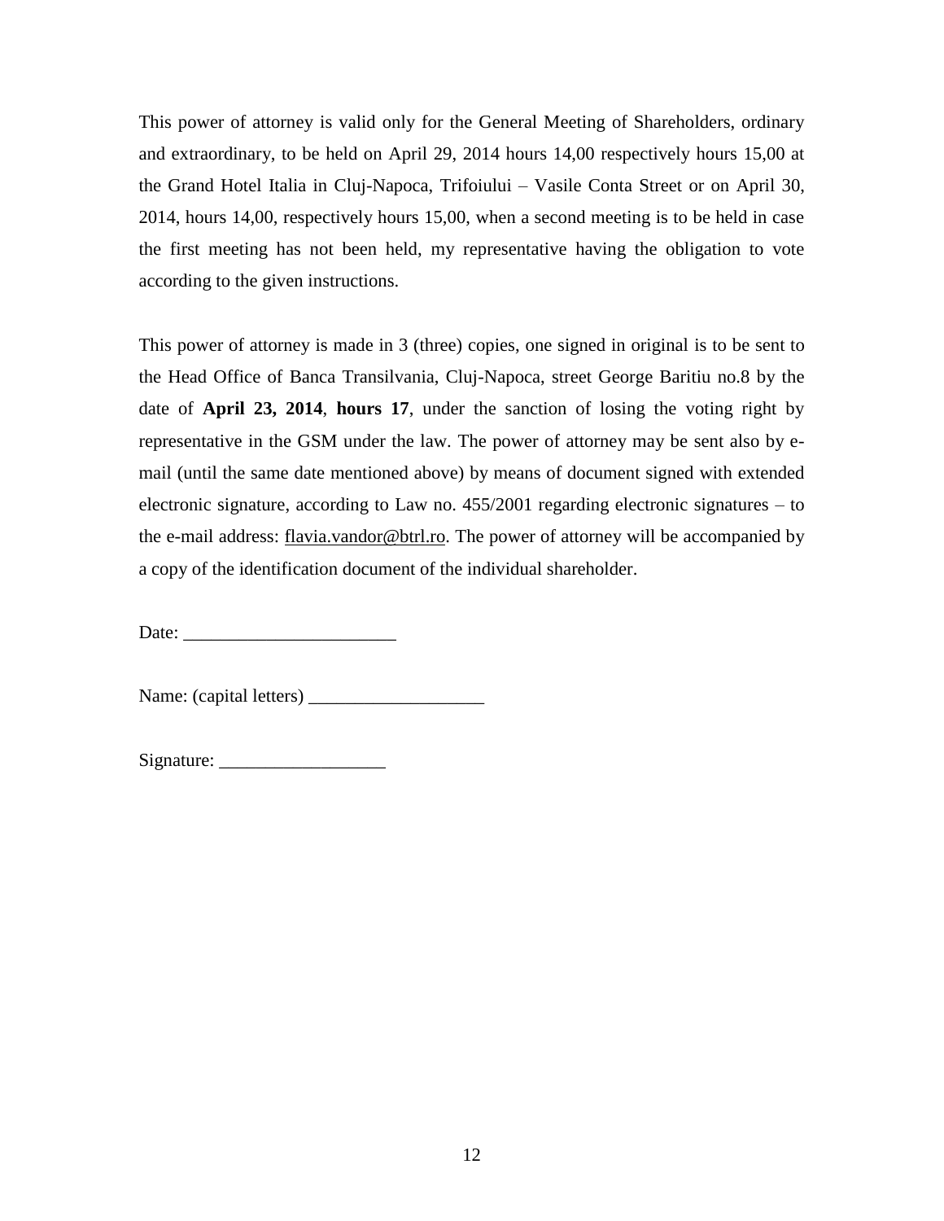This power of attorney is valid only for the General Meeting of Shareholders, ordinary and extraordinary, to be held on April 29, 2014 hours 14,00 respectively hours 15,00 at the Grand Hotel Italia in Cluj-Napoca, Trifoiului – Vasile Conta Street or on April 30, 2014, hours 14,00, respectively hours 15,00, when a second meeting is to be held in case the first meeting has not been held, my representative having the obligation to vote according to the given instructions.

This power of attorney is made in 3 (three) copies, one signed in original is to be sent to the Head Office of Banca Transilvania, Cluj-Napoca, street George Baritiu no.8 by the date of **April 23, 2014**, **hours 17**, under the sanction of losing the voting right by representative in the GSM under the law. The power of attorney may be sent also by e-mail (until the same date mentioned above) by means of document signed with extended electronic signature, according to Law no. 455/2001 regarding electronic signatures – to the e-mail address: flavia.vandor@btrl.ro. The power of attorney will be accompanied by a copy of the identification document of the individual shareholder.

Date: _______________________

Name: (capital letters) ___________________

Signature: __________________